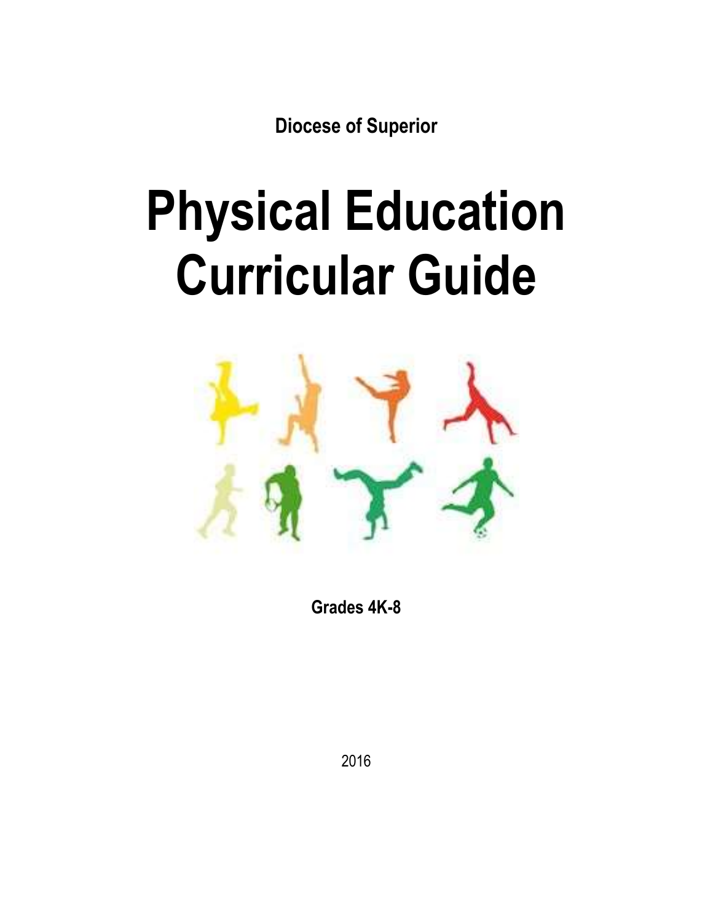**Diocese of Superior**

# Physical Education Curricular Guide

**Grades 4K-8**

2016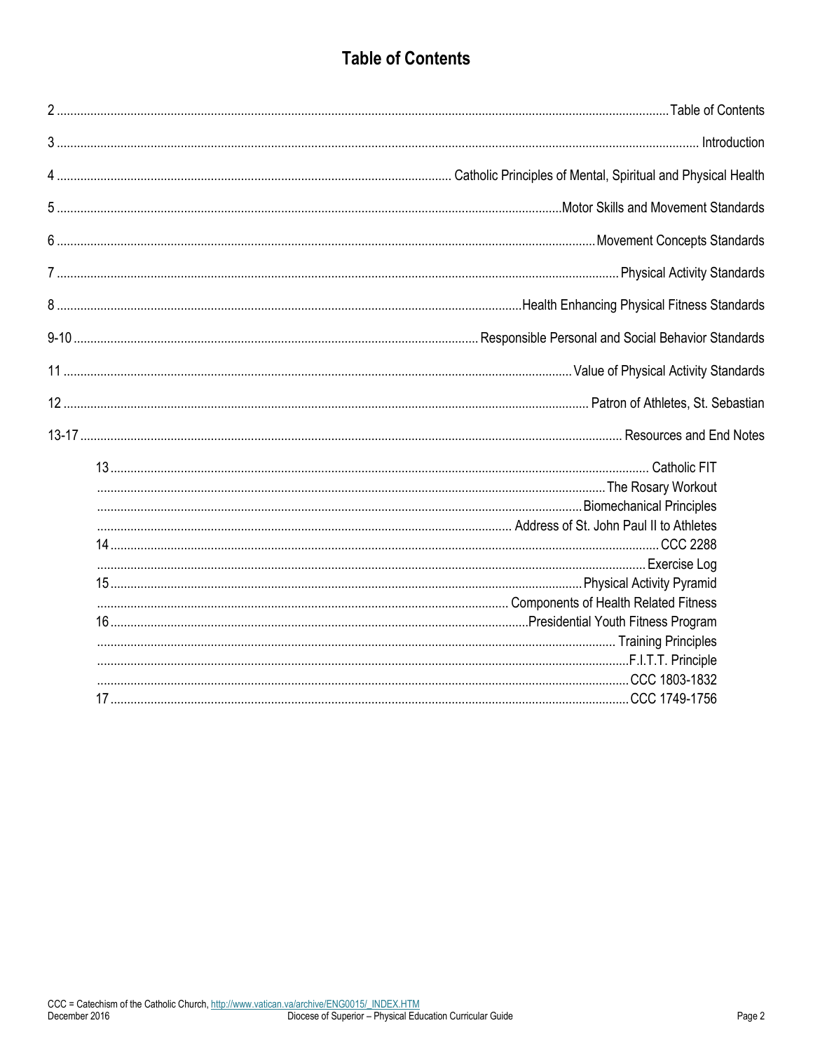# Table of Contents

| Page | Section |
|---|---|
| 2 | Table of Contents |
| 3 | Introduction |
| 4 | Catholic Principles of Mental, Spiritual and Physical Health |
| 5 | Motor Skills and Movement Standards |
| 6 | Movement Concepts Standards |
| 7 | Physical Activity Standards |
| 8 | Health Enhancing Physical Fitness Standards |
| 9-10 | Responsible Personal and Social Behavior Standards |
| 11 | Value of Physical Activity Standards |
| 12 | Patron of Athletes, St. Sebastian |
| 13-17 | Resources and End Notes |
| 13 | Catholic FIT |
| | The Rosary Workout |
| | Biomechanical Principles |
| | Address of St. John Paul II to Athletes |
| 14 | CCC 2288 |
| | Exercise Log |
| 15 | Physical Activity Pyramid |
| | Components of Health Related Fitness |
| 16 | Presidential Youth Fitness Program |
| | Training Principles |
| | F.I.T.T. Principle |
| | CCC 1803-1832 |
| 17 | CCC 1749-1756 |

CCC = Catechism of the Catholic Church, http://www.vatican.va/archive/ENG0015/_INDEX.HTM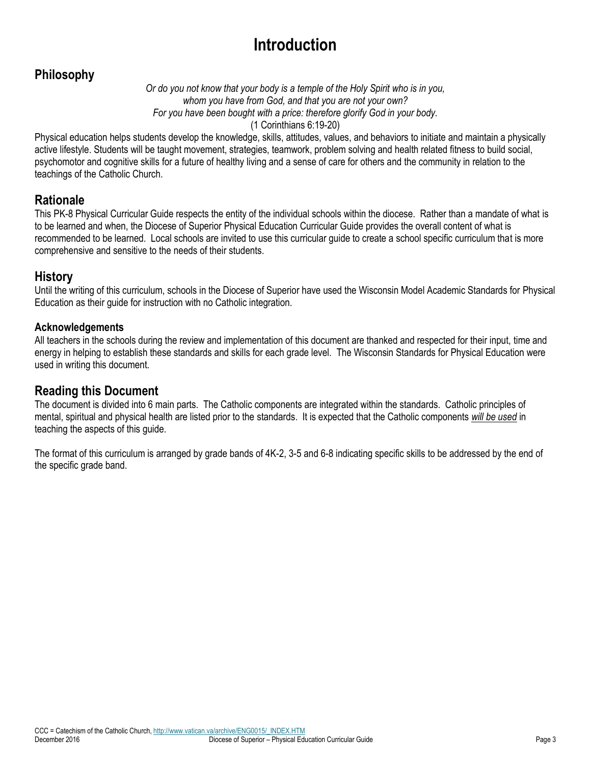# Introduction

## Philosophy

*Or do you not know that your body is a temple of the Holy Spirit who is in you,*
*whom you have from God, and that you are not your own?*
*For you have been bought with a price: therefore glorify God in your body.*
(1 Corinthians 6:19-20)

Physical education helps students develop the knowledge, skills, attitudes, values, and behaviors to initiate and maintain a physically active lifestyle. Students will be taught movement, strategies, teamwork, problem solving and health related fitness to build social, psychomotor and cognitive skills for a future of healthy living and a sense of care for others and the community in relation to the teachings of the Catholic Church.

## Rationale

This PK-8 Physical Curricular Guide respects the entity of the individual schools within the diocese. Rather than a mandate of what is to be learned and when, the Diocese of Superior Physical Education Curricular Guide provides the overall content of what is recommended to be learned. Local schools are invited to use this curricular guide to create a school specific curriculum that is more comprehensive and sensitive to the needs of their students.

## History

Until the writing of this curriculum, schools in the Diocese of Superior have used the Wisconsin Model Academic Standards for Physical Education as their guide for instruction with no Catholic integration.

### Acknowledgements

All teachers in the schools during the review and implementation of this document are thanked and respected for their input, time and energy in helping to establish these standards and skills for each grade level. The Wisconsin Standards for Physical Education were used in writing this document.

## Reading this Document

The document is divided into 6 main parts. The Catholic components are integrated within the standards. Catholic principles of mental, spiritual and physical health are listed prior to the standards. It is expected that the Catholic components *will be used* in teaching the aspects of this guide.

The format of this curriculum is arranged by grade bands of 4K-2, 3-5 and 6-8 indicating specific skills to be addressed by the end of the specific grade band.

CCC = Catechism of the Catholic Church, http://www.vatican.va/archive/ENG0015/_INDEX.HTM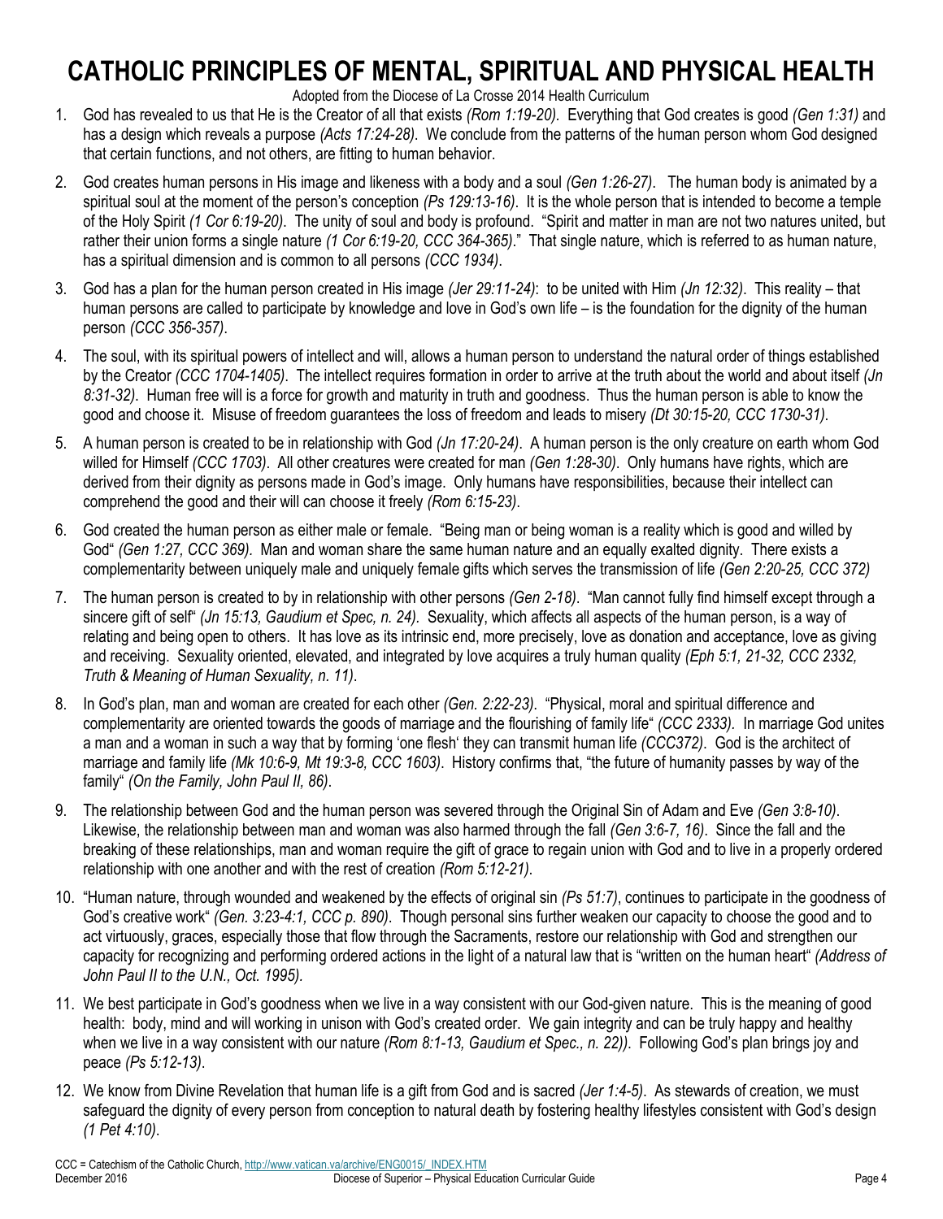# CATHOLIC PRINCIPLES OF MENTAL, SPIRITUAL AND PHYSICAL HEALTH

Adopted from the Diocese of La Crosse 2014 Health Curriculum

1. God has revealed to us that He is the Creator of all that exists *(Rom 1:19-20)*. Everything that God creates is good *(Gen 1:31)* and has a design which reveals a purpose *(Acts 17:24-28)*. We conclude from the patterns of the human person whom God designed that certain functions, and not others, are fitting to human behavior.

2. God creates human persons in His image and likeness with a body and a soul *(Gen 1:26-27)*. The human body is animated by a spiritual soul at the moment of the person's conception *(Ps 129:13-16)*. It is the whole person that is intended to become a temple of the Holy Spirit *(1 Cor 6:19-20)*. The unity of soul and body is profound. "Spirit and matter in man are not two natures united, but rather their union forms a single nature *(1 Cor 6:19-20, CCC 364-365)*." That single nature, which is referred to as human nature, has a spiritual dimension and is common to all persons *(CCC 1934)*.

3. God has a plan for the human person created in His image *(Jer 29:11-24)*: to be united with Him *(Jn 12:32)*. This reality – that human persons are called to participate by knowledge and love in God's own life – is the foundation for the dignity of the human person *(CCC 356-357)*.

4. The soul, with its spiritual powers of intellect and will, allows a human person to understand the natural order of things established by the Creator *(CCC 1704-1405)*. The intellect requires formation in order to arrive at the truth about the world and about itself *(Jn 8:31-32)*. Human free will is a force for growth and maturity in truth and goodness. Thus the human person is able to know the good and choose it. Misuse of freedom guarantees the loss of freedom and leads to misery *(Dt 30:15-20, CCC 1730-31)*.

5. A human person is created to be in relationship with God *(Jn 17:20-24)*. A human person is the only creature on earth whom God willed for Himself *(CCC 1703)*. All other creatures were created for man *(Gen 1:28-30)*. Only humans have rights, which are derived from their dignity as persons made in God's image. Only humans have responsibilities, because their intellect can comprehend the good and their will can choose it freely *(Rom 6:15-23)*.

6. God created the human person as either male or female. "Being man or being woman is a reality which is good and willed by God" *(Gen 1:27, CCC 369).* Man and woman share the same human nature and an equally exalted dignity. There exists a complementarity between uniquely male and uniquely female gifts which serves the transmission of life *(Gen 2:20-25, CCC 372)*

7. The human person is created to by in relationship with other persons *(Gen 2-18)*. "Man cannot fully find himself except through a sincere gift of self" *(Jn 15:13, Gaudium et Spec, n. 24).* Sexuality, which affects all aspects of the human person, is a way of relating and being open to others. It has love as its intrinsic end, more precisely, love as donation and acceptance, love as giving and receiving. Sexuality oriented, elevated, and integrated by love acquires a truly human quality *(Eph 5:1, 21-32, CCC 2332, Truth & Meaning of Human Sexuality, n. 11)*.

8. In God's plan, man and woman are created for each other *(Gen. 2:22-23)*. "Physical, moral and spiritual difference and complementarity are oriented towards the goods of marriage and the flourishing of family life" *(CCC 2333).* In marriage God unites a man and a woman in such a way that by forming 'one flesh' they can transmit human life *(CCC372)*. God is the architect of marriage and family life *(Mk 10:6-9, Mt 19:3-8, CCC 1603)*. History confirms that, "the future of humanity passes by way of the family" *(On the Family, John Paul II, 86)*.

9. The relationship between God and the human person was severed through the Original Sin of Adam and Eve *(Gen 3:8-10)*. Likewise, the relationship between man and woman was also harmed through the fall *(Gen 3:6-7, 16)*. Since the fall and the breaking of these relationships, man and woman require the gift of grace to regain union with God and to live in a properly ordered relationship with one another and with the rest of creation *(Rom 5:12-21)*.

10. "Human nature, through wounded and weakened by the effects of original sin *(Ps 51:7)*, continues to participate in the goodness of God's creative work" *(Gen. 3:23-4:1, CCC p. 890)*. Though personal sins further weaken our capacity to choose the good and to act virtuously, graces, especially those that flow through the Sacraments, restore our relationship with God and strengthen our capacity for recognizing and performing ordered actions in the light of a natural law that is "written on the human heart" *(Address of John Paul II to the U.N., Oct. 1995).*

11. We best participate in God's goodness when we live in a way consistent with our God-given nature. This is the meaning of good health: body, mind and will working in unison with God's created order. We gain integrity and can be truly happy and healthy when we live in a way consistent with our nature *(Rom 8:1-13, Gaudium et Spec., n. 22))*. Following God's plan brings joy and peace *(Ps 5:12-13)*.

12. We know from Divine Revelation that human life is a gift from God and is sacred *(Jer 1:4-5)*. As stewards of creation, we must safeguard the dignity of every person from conception to natural death by fostering healthy lifestyles consistent with God's design *(1 Pet 4:10)*.

CCC = Catechism of the Catholic Church, http://www.vatican.va/archive/ENG0015/_INDEX.HTM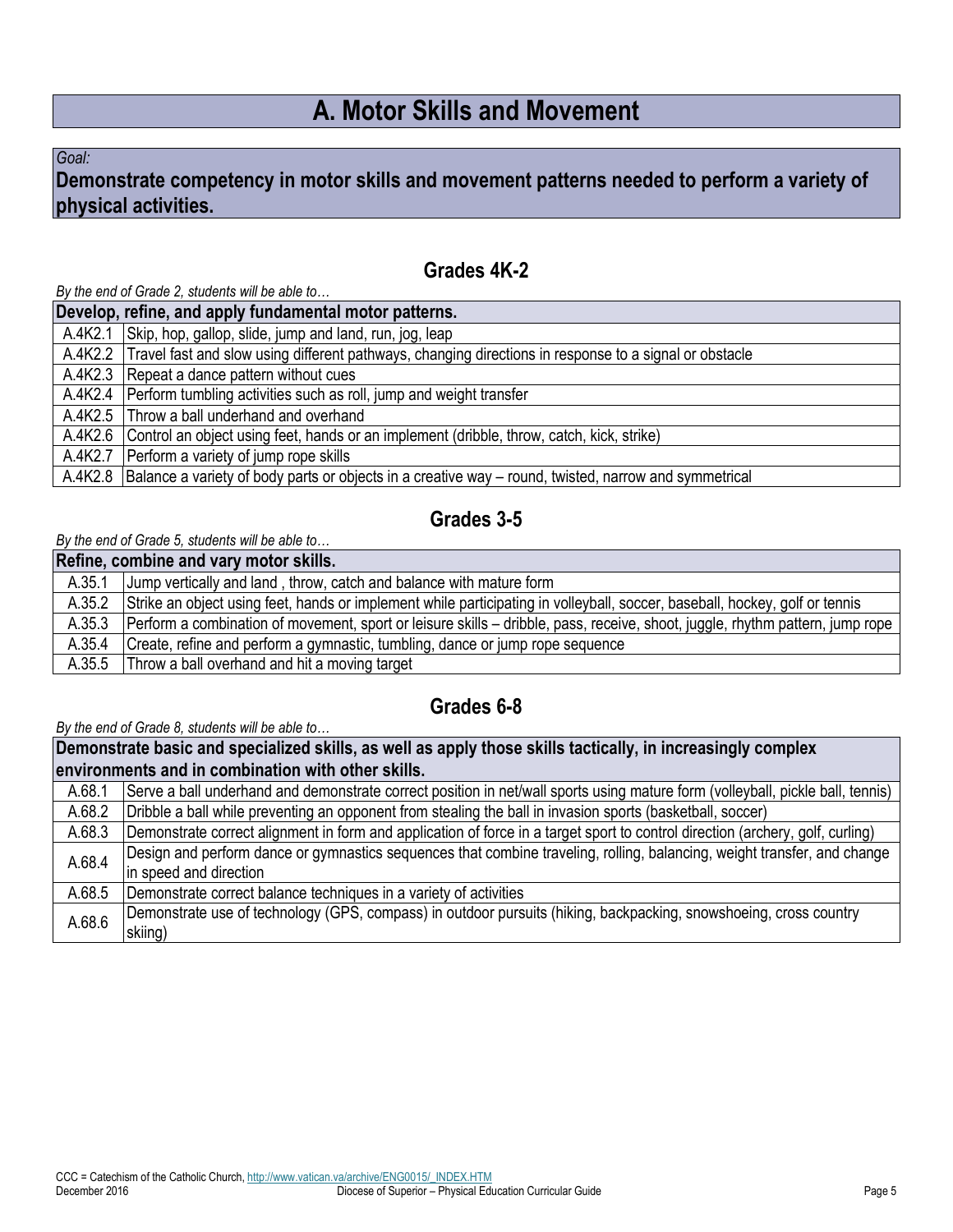# A. Motor Skills and Movement

*Goal:*

**Demonstrate competency in motor skills and movement patterns needed to perform a variety of physical activities.**

## Grades 4K-2

*By the end of Grade 2, students will be able to…*

| Develop, refine, and apply fundamental motor patterns. | |
|---|---|
| A.4K2.1 | Skip, hop, gallop, slide, jump and land, run, jog, leap |
| A.4K2.2 | Travel fast and slow using different pathways, changing directions in response to a signal or obstacle |
| A.4K2.3 | Repeat a dance pattern without cues |
| A.4K2.4 | Perform tumbling activities such as roll, jump and weight transfer |
| A.4K2.5 | Throw a ball underhand and overhand |
| A.4K2.6 | Control an object using feet, hands or an implement (dribble, throw, catch, kick, strike) |
| A.4K2.7 | Perform a variety of jump rope skills |
| A.4K2.8 | Balance a variety of body parts or objects in a creative way – round, twisted, narrow and symmetrical |

## Grades 3-5

*By the end of Grade 5, students will be able to…*

| Refine, combine and vary motor skills. | |
|---|---|
| A.35.1 | Jump vertically and land , throw, catch and balance with mature form |
| A.35.2 | Strike an object using feet, hands or implement while participating in volleyball, soccer, baseball, hockey, golf or tennis |
| A.35.3 | Perform a combination of movement, sport or leisure skills – dribble, pass, receive, shoot, juggle, rhythm pattern, jump rope |
| A.35.4 | Create, refine and perform a gymnastic, tumbling, dance or jump rope sequence |
| A.35.5 | Throw a ball overhand and hit a moving target |

## Grades 6-8

*By the end of Grade 8, students will be able to…*

| Demonstrate basic and specialized skills, as well as apply those skills tactically, in increasingly complex environments and in combination with other skills. | |
|---|---|
| A.68.1 | Serve a ball underhand and demonstrate correct position in net/wall sports using mature form (volleyball, pickle ball, tennis) |
| A.68.2 | Dribble a ball while preventing an opponent from stealing the ball in invasion sports (basketball, soccer) |
| A.68.3 | Demonstrate correct alignment in form and application of force in a target sport to control direction (archery, golf, curling) |
| A.68.4 | Design and perform dance or gymnastics sequences that combine traveling, rolling, balancing, weight transfer, and change in speed and direction |
| A.68.5 | Demonstrate correct balance techniques in a variety of activities |
| A.68.6 | Demonstrate use of technology (GPS, compass) in outdoor pursuits (hiking, backpacking, snowshoeing, cross country skiing) |

CCC = Catechism of the Catholic Church, http://www.vatican.va/archive/ENG0015/_INDEX.HTM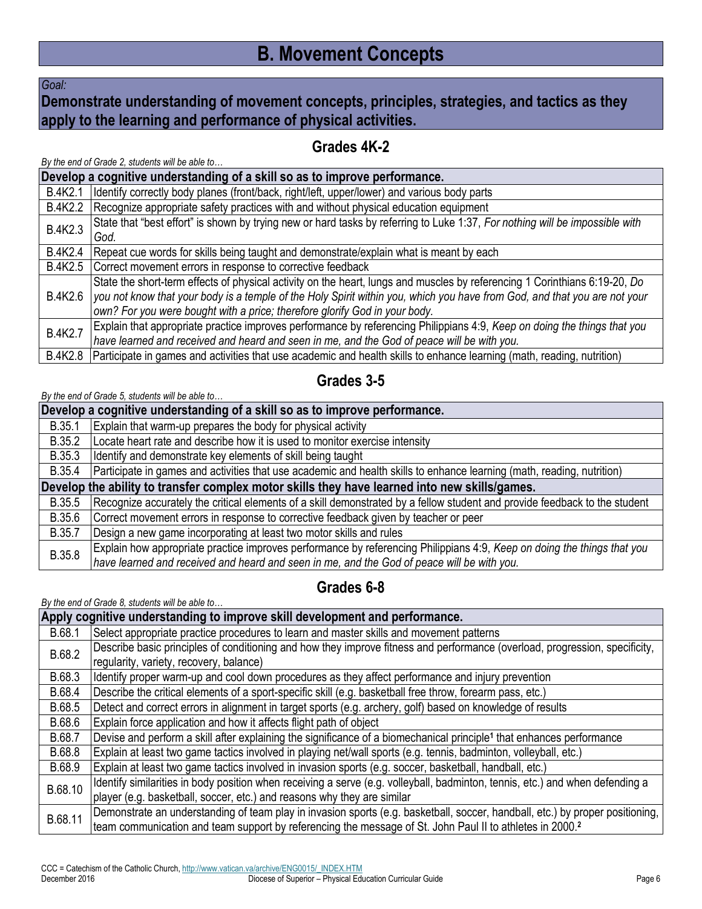# B. Movement Concepts

*Goal:*

**Demonstrate understanding of movement concepts, principles, strategies, and tactics as they apply to the learning and performance of physical activities.**

## Grades 4K-2

*By the end of Grade 2, students will be able to…*

| Develop a cognitive understanding of a skill so as to improve performance. | |
|---|---|
| B.4K2.1 | Identify correctly body planes (front/back, right/left, upper/lower) and various body parts |
| B.4K2.2 | Recognize appropriate safety practices with and without physical education equipment |
| B.4K2.3 | State that "best effort" is shown by trying new or hard tasks by referring to Luke 1:37, *For nothing will be impossible with God.* |
| B.4K2.4 | Repeat cue words for skills being taught and demonstrate/explain what is meant by each |
| B.4K2.5 | Correct movement errors in response to corrective feedback |
| B.4K2.6 | State the short-term effects of physical activity on the heart, lungs and muscles by referencing 1 Corinthians 6:19-20, *Do you not know that your body is a temple of the Holy Spirit within you, which you have from God, and that you are not your own? For you were bought with a price; therefore glorify God in your body.* |
| B.4K2.7 | Explain that appropriate practice improves performance by referencing Philippians 4:9, *Keep on doing the things that you have learned and received and heard and seen in me, and the God of peace will be with you.* |
| B.4K2.8 | Participate in games and activities that use academic and health skills to enhance learning (math, reading, nutrition) |

## Grades 3-5

*By the end of Grade 5, students will be able to…*

| Develop a cognitive understanding of a skill so as to improve performance. | |
|---|---|
| B.35.1 | Explain that warm-up prepares the body for physical activity |
| B.35.2 | Locate heart rate and describe how it is used to monitor exercise intensity |
| B.35.3 | Identify and demonstrate key elements of skill being taught |
| B.35.4 | Participate in games and activities that use academic and health skills to enhance learning (math, reading, nutrition) |
| **Develop the ability to transfer complex motor skills they have learned into new skills/games.** | |
| B.35.5 | Recognize accurately the critical elements of a skill demonstrated by a fellow student and provide feedback to the student |
| B.35.6 | Correct movement errors in response to corrective feedback given by teacher or peer |
| B.35.7 | Design a new game incorporating at least two motor skills and rules |
| B.35.8 | Explain how appropriate practice improves performance by referencing Philippians 4:9, *Keep on doing the things that you have learned and received and heard and seen in me, and the God of peace will be with you.* |

## Grades 6-8

*By the end of Grade 8, students will be able to…*

| Apply cognitive understanding to improve skill development and performance. | |
|---|---|
| B.68.1 | Select appropriate practice procedures to learn and master skills and movement patterns |
| B.68.2 | Describe basic principles of conditioning and how they improve fitness and performance (overload, progression, specificity, regularity, variety, recovery, balance) |
| B.68.3 | Identify proper warm-up and cool down procedures as they affect performance and injury prevention |
| B.68.4 | Describe the critical elements of a sport-specific skill (e.g. basketball free throw, forearm pass, etc.) |
| B.68.5 | Detect and correct errors in alignment in target sports (e.g. archery, golf) based on knowledge of results |
| B.68.6 | Explain force application and how it affects flight path of object |
| B.68.7 | Devise and perform a skill after explaining the significance of a biomechanical principle[1] that enhances performance |
| B.68.8 | Explain at least two game tactics involved in playing net/wall sports (e.g. tennis, badminton, volleyball, etc.) |
| B.68.9 | Explain at least two game tactics involved in invasion sports (e.g. soccer, basketball, handball, etc.) |
| B.68.10 | Identify similarities in body position when receiving a serve (e.g. volleyball, badminton, tennis, etc.) and when defending a player (e.g. basketball, soccer, etc.) and reasons why they are similar |
| B.68.11 | Demonstrate an understanding of team play in invasion sports (e.g. basketball, soccer, handball, etc.) by proper positioning, team communication and team support by referencing the message of St. John Paul II to athletes in 2000.[2] |

CCC = Catechism of the Catholic Church, http://www.vatican.va/archive/ENG0015/_INDEX.HTM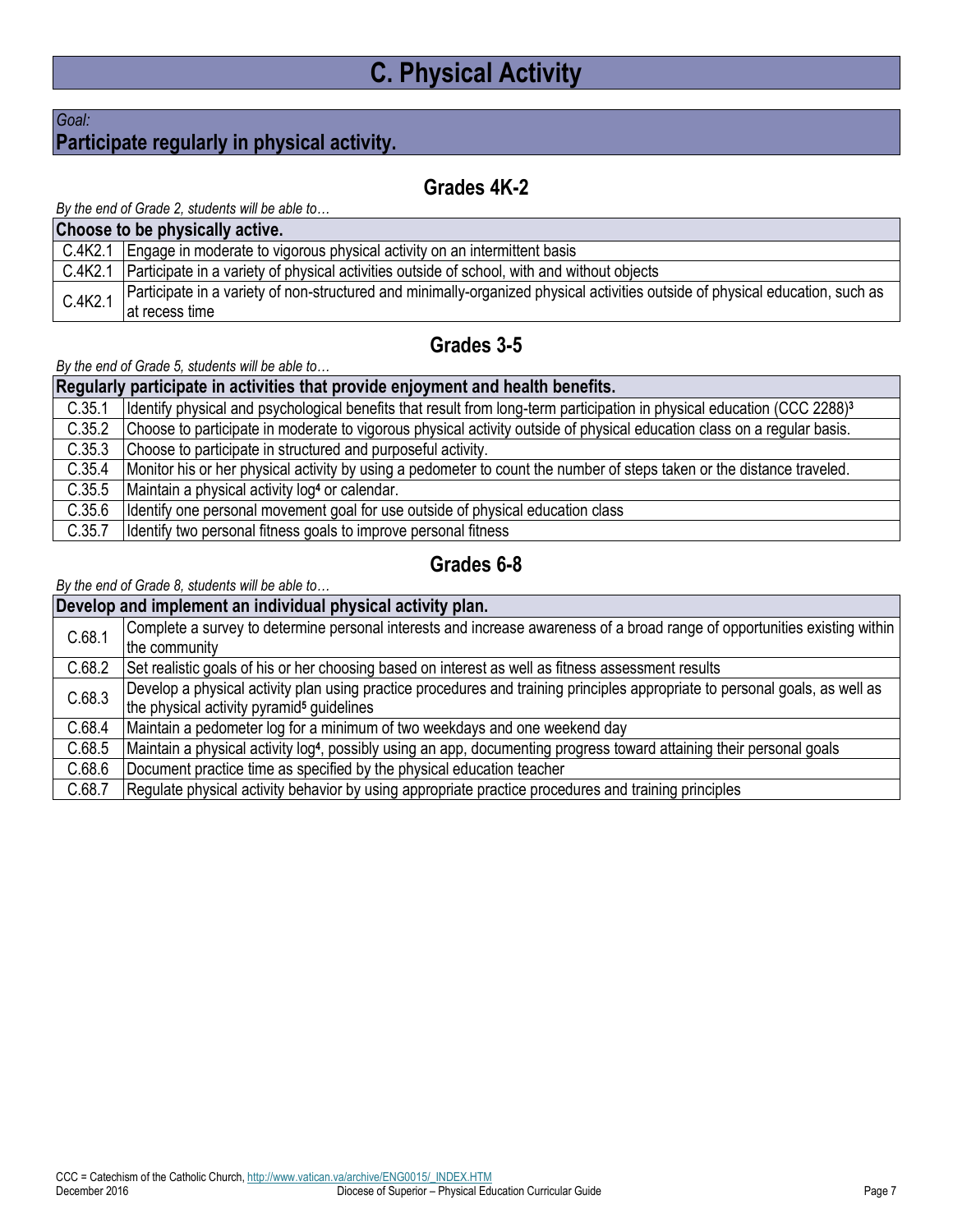# C. Physical Activity

*Goal:*

**Participate regularly in physical activity.**

## Grades 4K-2

*By the end of Grade 2, students will be able to…*

| Choose to be physically active. | |
|---|---|
| C.4K2.1 | Engage in moderate to vigorous physical activity on an intermittent basis |
| C.4K2.1 | Participate in a variety of physical activities outside of school, with and without objects |
| C.4K2.1 | Participate in a variety of non-structured and minimally-organized physical activities outside of physical education, such as at recess time |

## Grades 3-5

*By the end of Grade 5, students will be able to…*

| Regularly participate in activities that provide enjoyment and health benefits. | |
|---|---|
| C.35.1 | Identify physical and psychological benefits that result from long-term participation in physical education (CCC 2288)[3] |
| C.35.2 | Choose to participate in moderate to vigorous physical activity outside of physical education class on a regular basis. |
| C.35.3 | Choose to participate in structured and purposeful activity. |
| C.35.4 | Monitor his or her physical activity by using a pedometer to count the number of steps taken or the distance traveled. |
| C.35.5 | Maintain a physical activity log[4] or calendar. |
| C.35.6 | Identify one personal movement goal for use outside of physical education class |
| C.35.7 | Identify two personal fitness goals to improve personal fitness |

## Grades 6-8

*By the end of Grade 8, students will be able to…*

| Develop and implement an individual physical activity plan. | |
|---|---|
| C.68.1 | Complete a survey to determine personal interests and increase awareness of a broad range of opportunities existing within the community |
| C.68.2 | Set realistic goals of his or her choosing based on interest as well as fitness assessment results |
| C.68.3 | Develop a physical activity plan using practice procedures and training principles appropriate to personal goals, as well as the physical activity pyramid[5] guidelines |
| C.68.4 | Maintain a pedometer log for a minimum of two weekdays and one weekend day |
| C.68.5 | Maintain a physical activity log[4], possibly using an app, documenting progress toward attaining their personal goals |
| C.68.6 | Document practice time as specified by the physical education teacher |
| C.68.7 | Regulate physical activity behavior by using appropriate practice procedures and training principles |

CCC = Catechism of the Catholic Church, http://www.vatican.va/archive/ENG0015/_INDEX.HTM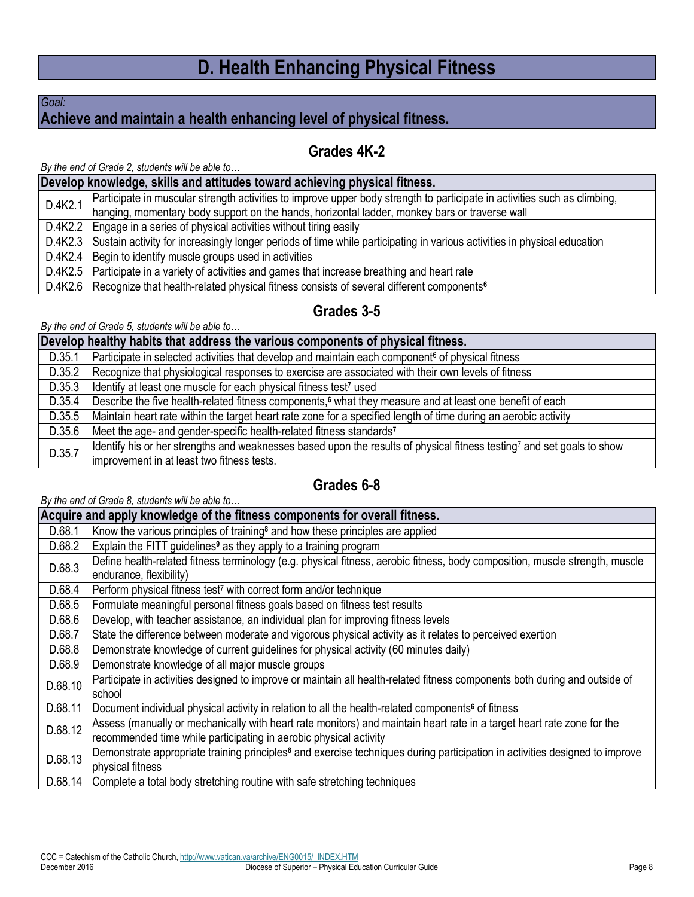# D. Health Enhancing Physical Fitness

*Goal:*

**Achieve and maintain a health enhancing level of physical fitness.**

## Grades 4K-2

*By the end of Grade 2, students will be able to…*

| Develop knowledge, skills and attitudes toward achieving physical fitness. | |
|---|---|
| D.4K2.1 | Participate in muscular strength activities to improve upper body strength to participate in activities such as climbing, hanging, momentary body support on the hands, horizontal ladder, monkey bars or traverse wall |
| D.4K2.2 | Engage in a series of physical activities without tiring easily |
| D.4K2.3 | Sustain activity for increasingly longer periods of time while participating in various activities in physical education |
| D.4K2.4 | Begin to identify muscle groups used in activities |
| D.4K2.5 | Participate in a variety of activities and games that increase breathing and heart rate |
| D.4K2.6 | Recognize that health-related physical fitness consists of several different components[6] |

## Grades 3-5

*By the end of Grade 5, students will be able to…*

| Develop healthy habits that address the various components of physical fitness. | |
|---|---|
| D.35.1 | Participate in selected activities that develop and maintain each component[6] of physical fitness |
| D.35.2 | Recognize that physiological responses to exercise are associated with their own levels of fitness |
| D.35.3 | Identify at least one muscle for each physical fitness test[7] used |
| D.35.4 | Describe the five health-related fitness components,[6] what they measure and at least one benefit of each |
| D.35.5 | Maintain heart rate within the target heart rate zone for a specified length of time during an aerobic activity |
| D.35.6 | Meet the age- and gender-specific health-related fitness standards[7] |
| D.35.7 | Identify his or her strengths and weaknesses based upon the results of physical fitness testing[7] and set goals to show improvement in at least two fitness tests. |

## Grades 6-8

*By the end of Grade 8, students will be able to…*

| Acquire and apply knowledge of the fitness components for overall fitness. | |
|---|---|
| D.68.1 | Know the various principles of training[8] and how these principles are applied |
| D.68.2 | Explain the FITT guidelines[9] as they apply to a training program |
| D.68.3 | Define health-related fitness terminology (e.g. physical fitness, aerobic fitness, body composition, muscle strength, muscle endurance, flexibility) |
| D.68.4 | Perform physical fitness test[7] with correct form and/or technique |
| D.68.5 | Formulate meaningful personal fitness goals based on fitness test results |
| D.68.6 | Develop, with teacher assistance, an individual plan for improving fitness levels |
| D.68.7 | State the difference between moderate and vigorous physical activity as it relates to perceived exertion |
| D.68.8 | Demonstrate knowledge of current guidelines for physical activity (60 minutes daily) |
| D.68.9 | Demonstrate knowledge of all major muscle groups |
| D.68.10 | Participate in activities designed to improve or maintain all health-related fitness components both during and outside of school |
| D.68.11 | Document individual physical activity in relation to all the health-related components[6] of fitness |
| D.68.12 | Assess (manually or mechanically with heart rate monitors) and maintain heart rate in a target heart rate zone for the recommended time while participating in aerobic physical activity |
| D.68.13 | Demonstrate appropriate training principles[8] and exercise techniques during participation in activities designed to improve physical fitness |
| D.68.14 | Complete a total body stretching routine with safe stretching techniques |

CCC = Catechism of the Catholic Church, http://www.vatican.va/archive/ENG0015/_INDEX.HTM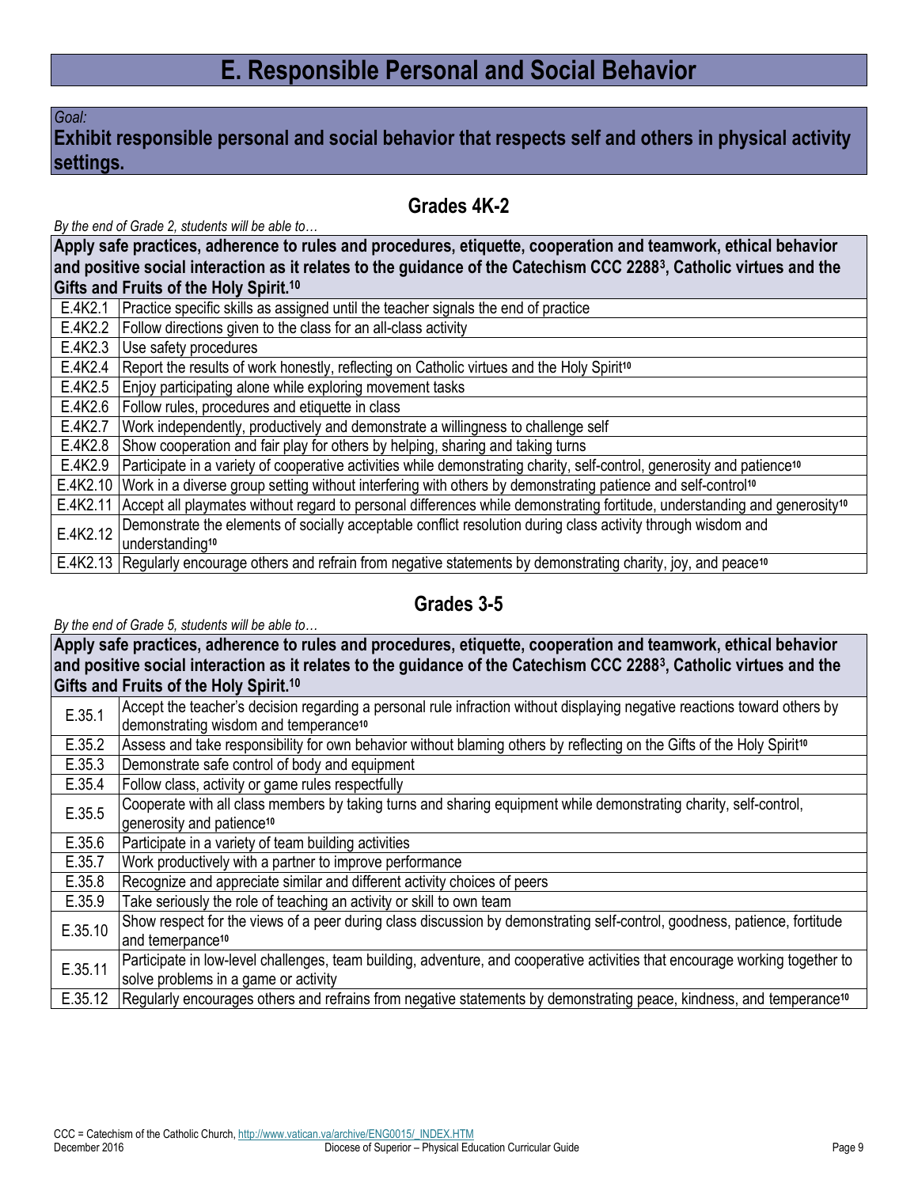# E. Responsible Personal and Social Behavior

*Goal:*

**Exhibit responsible personal and social behavior that respects self and others in physical activity settings.**

## Grades 4K-2

*By the end of Grade 2, students will be able to…*

| **Apply safe practices, adherence to rules and procedures, etiquette, cooperation and teamwork, ethical behavior and positive social interaction as it relates to the guidance of the Catechism CCC 2288[3], Catholic virtues and the Gifts and Fruits of the Holy Spirit.[10]** | |
|---|---|
| E.4K2.1 | Practice specific skills as assigned until the teacher signals the end of practice |
| E.4K2.2 | Follow directions given to the class for an all-class activity |
| E.4K2.3 | Use safety procedures |
| E.4K2.4 | Report the results of work honestly, reflecting on Catholic virtues and the Holy Spirit[10] |
| E.4K2.5 | Enjoy participating alone while exploring movement tasks |
| E.4K2.6 | Follow rules, procedures and etiquette in class |
| E.4K2.7 | Work independently, productively and demonstrate a willingness to challenge self |
| E.4K2.8 | Show cooperation and fair play for others by helping, sharing and taking turns |
| E.4K2.9 | Participate in a variety of cooperative activities while demonstrating charity, self-control, generosity and patience[10] |
| E.4K2.10 | Work in a diverse group setting without interfering with others by demonstrating patience and self-control[10] |
| E.4K2.11 | Accept all playmates without regard to personal differences while demonstrating fortitude, understanding and generosity[10] |
| E.4K2.12 | Demonstrate the elements of socially acceptable conflict resolution during class activity through wisdom and understanding[10] |
| E.4K2.13 | Regularly encourage others and refrain from negative statements by demonstrating charity, joy, and peace[10] |

## Grades 3-5

*By the end of Grade 5, students will be able to…*

| **Apply safe practices, adherence to rules and procedures, etiquette, cooperation and teamwork, ethical behavior and positive social interaction as it relates to the guidance of the Catechism CCC 2288[3], Catholic virtues and the Gifts and Fruits of the Holy Spirit.[10]** | |
|---|---|
| E.35.1 | Accept the teacher's decision regarding a personal rule infraction without displaying negative reactions toward others by demonstrating wisdom and temperance[10] |
| E.35.2 | Assess and take responsibility for own behavior without blaming others by reflecting on the Gifts of the Holy Spirit[10] |
| E.35.3 | Demonstrate safe control of body and equipment |
| E.35.4 | Follow class, activity or game rules respectfully |
| E.35.5 | Cooperate with all class members by taking turns and sharing equipment while demonstrating charity, self-control, generosity and patience[10] |
| E.35.6 | Participate in a variety of team building activities |
| E.35.7 | Work productively with a partner to improve performance |
| E.35.8 | Recognize and appreciate similar and different activity choices of peers |
| E.35.9 | Take seriously the role of teaching an activity or skill to own team |
| E.35.10 | Show respect for the views of a peer during class discussion by demonstrating self-control, goodness, patience, fortitude and temerpance[10] |
| E.35.11 | Participate in low-level challenges, team building, adventure, and cooperative activities that encourage working together to solve problems in a game or activity |
| E.35.12 | Regularly encourages others and refrains from negative statements by demonstrating peace, kindness, and temperance[10] |

CCC = Catechism of the Catholic Church, http://www.vatican.va/archive/ENG0015/_INDEX.HTM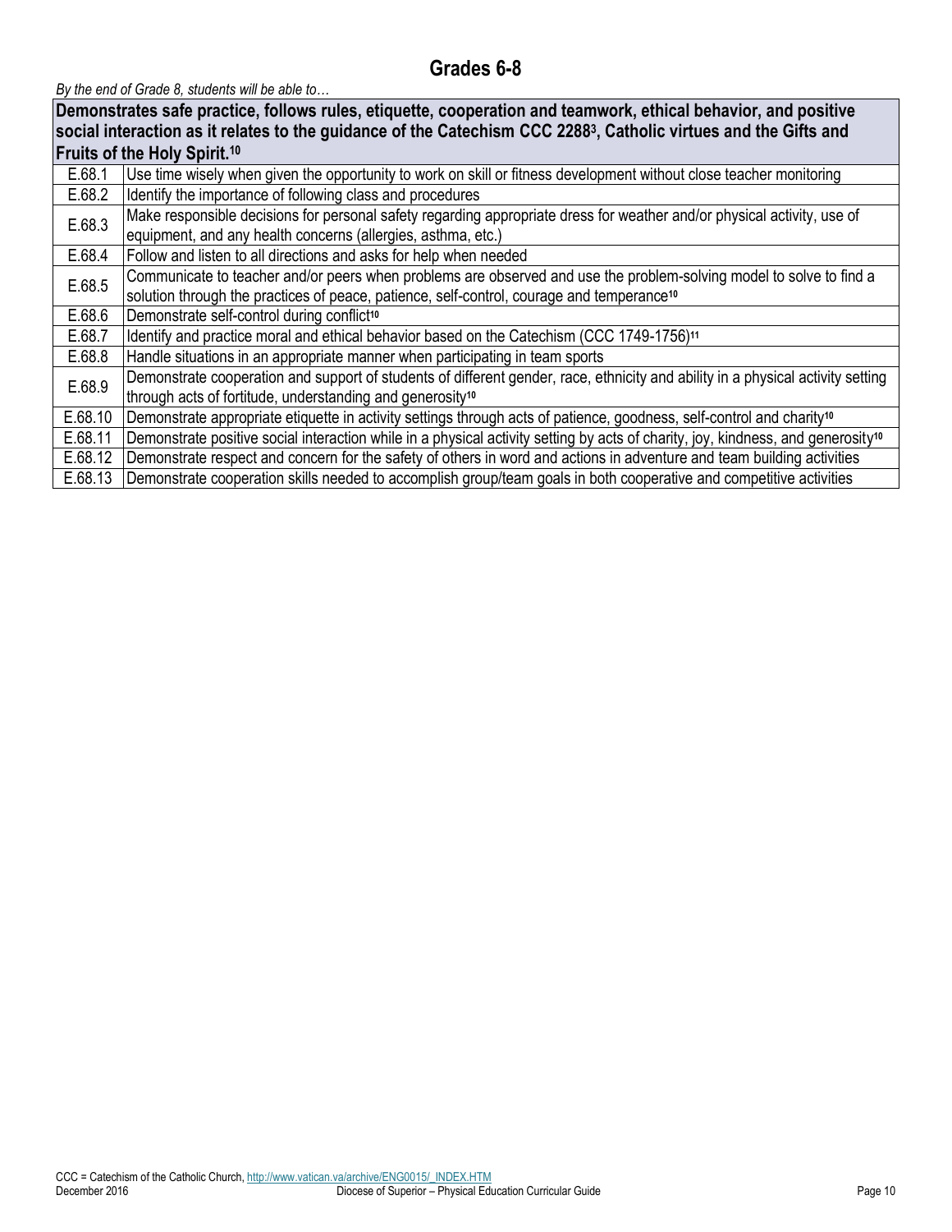## Grades 6-8

*By the end of Grade 8, students will be able to…*

| Demonstrates safe practice, follows rules, etiquette, cooperation and teamwork, ethical behavior, and positive social interaction as it relates to the guidance of the Catechism CCC 2288[3], Catholic virtues and the Gifts and Fruits of the Holy Spirit.[10] | |
|---|---|
| E.68.1 | Use time wisely when given the opportunity to work on skill or fitness development without close teacher monitoring |
| E.68.2 | Identify the importance of following class and procedures |
| E.68.3 | Make responsible decisions for personal safety regarding appropriate dress for weather and/or physical activity, use of equipment, and any health concerns (allergies, asthma, etc.) |
| E.68.4 | Follow and listen to all directions and asks for help when needed |
| E.68.5 | Communicate to teacher and/or peers when problems are observed and use the problem-solving model to solve to find a solution through the practices of peace, patience, self-control, courage and temperance[10] |
| E.68.6 | Demonstrate self-control during conflict[10] |
| E.68.7 | Identify and practice moral and ethical behavior based on the Catechism (CCC 1749-1756)[11] |
| E.68.8 | Handle situations in an appropriate manner when participating in team sports |
| E.68.9 | Demonstrate cooperation and support of students of different gender, race, ethnicity and ability in a physical activity setting through acts of fortitude, understanding and generosity[10] |
| E.68.10 | Demonstrate appropriate etiquette in activity settings through acts of patience, goodness, self-control and charity[10] |
| E.68.11 | Demonstrate positive social interaction while in a physical activity setting by acts of charity, joy, kindness, and generosity[10] |
| E.68.12 | Demonstrate respect and concern for the safety of others in word and actions in adventure and team building activities |
| E.68.13 | Demonstrate cooperation skills needed to accomplish group/team goals in both cooperative and competitive activities |

CCC = Catechism of the Catholic Church, http://www.vatican.va/archive/ENG0015/_INDEX.HTM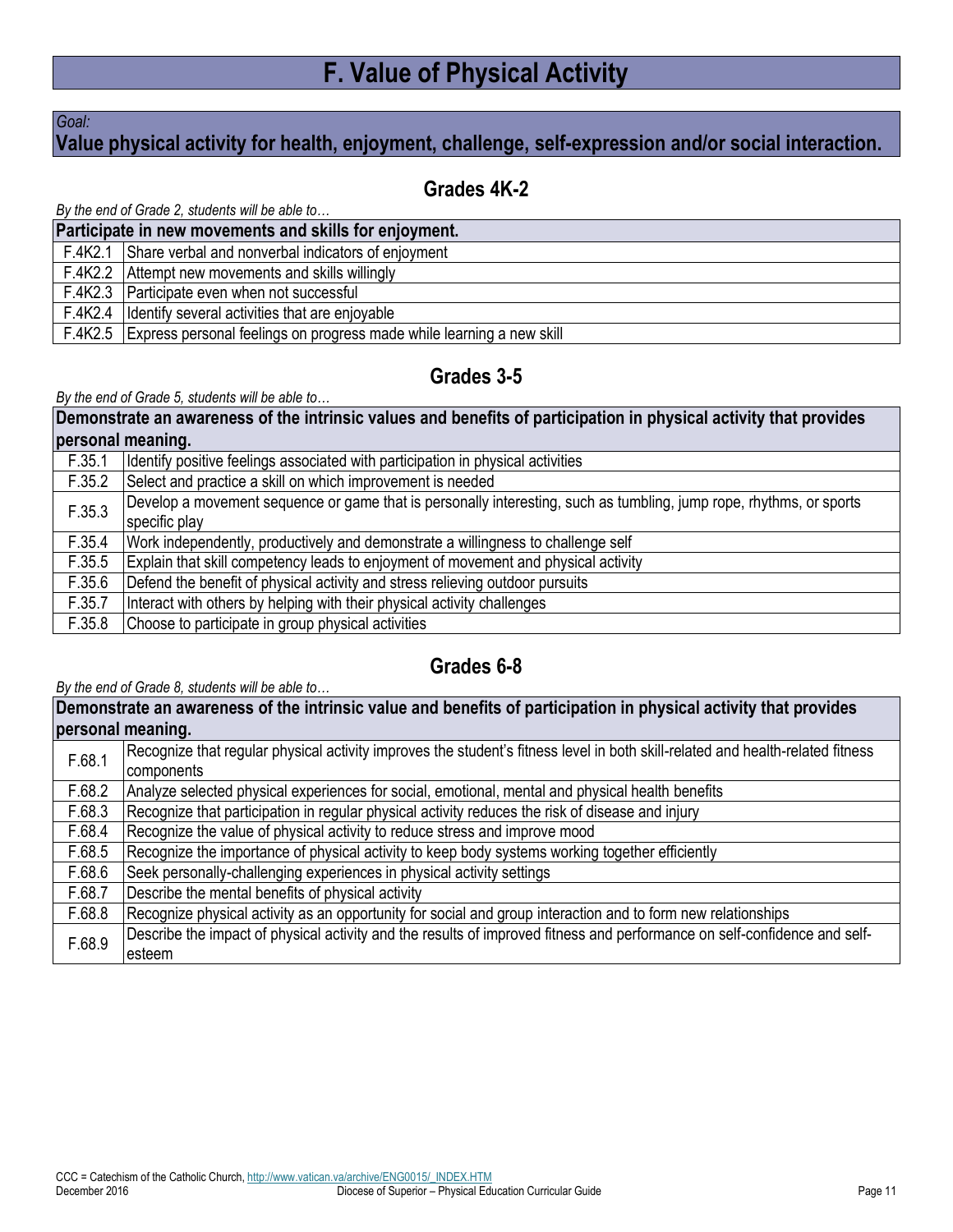# F. Value of Physical Activity

*Goal:*

**Value physical activity for health, enjoyment, challenge, self-expression and/or social interaction.**

## Grades 4K-2

*By the end of Grade 2, students will be able to…*

| **Participate in new movements and skills for enjoyment.** | |
|---|---|
| F.4K2.1 | Share verbal and nonverbal indicators of enjoyment |
| F.4K2.2 | Attempt new movements and skills willingly |
| F.4K2.3 | Participate even when not successful |
| F.4K2.4 | Identify several activities that are enjoyable |
| F.4K2.5 | Express personal feelings on progress made while learning a new skill |

## Grades 3-5

*By the end of Grade 5, students will be able to…*

| **Demonstrate an awareness of the intrinsic values and benefits of participation in physical activity that provides personal meaning.** | |
|---|---|
| F.35.1 | Identify positive feelings associated with participation in physical activities |
| F.35.2 | Select and practice a skill on which improvement is needed |
| F.35.3 | Develop a movement sequence or game that is personally interesting, such as tumbling, jump rope, rhythms, or sports specific play |
| F.35.4 | Work independently, productively and demonstrate a willingness to challenge self |
| F.35.5 | Explain that skill competency leads to enjoyment of movement and physical activity |
| F.35.6 | Defend the benefit of physical activity and stress relieving outdoor pursuits |
| F.35.7 | Interact with others by helping with their physical activity challenges |
| F.35.8 | Choose to participate in group physical activities |

## Grades 6-8

*By the end of Grade 8, students will be able to…*

| **Demonstrate an awareness of the intrinsic value and benefits of participation in physical activity that provides personal meaning.** | |
|---|---|
| F.68.1 | Recognize that regular physical activity improves the student's fitness level in both skill-related and health-related fitness components |
| F.68.2 | Analyze selected physical experiences for social, emotional, mental and physical health benefits |
| F.68.3 | Recognize that participation in regular physical activity reduces the risk of disease and injury |
| F.68.4 | Recognize the value of physical activity to reduce stress and improve mood |
| F.68.5 | Recognize the importance of physical activity to keep body systems working together efficiently |
| F.68.6 | Seek personally-challenging experiences in physical activity settings |
| F.68.7 | Describe the mental benefits of physical activity |
| F.68.8 | Recognize physical activity as an opportunity for social and group interaction and to form new relationships |
| F.68.9 | Describe the impact of physical activity and the results of improved fitness and performance on self-confidence and self-esteem |

CCC = Catechism of the Catholic Church, http://www.vatican.va/archive/ENG0015/_INDEX.HTM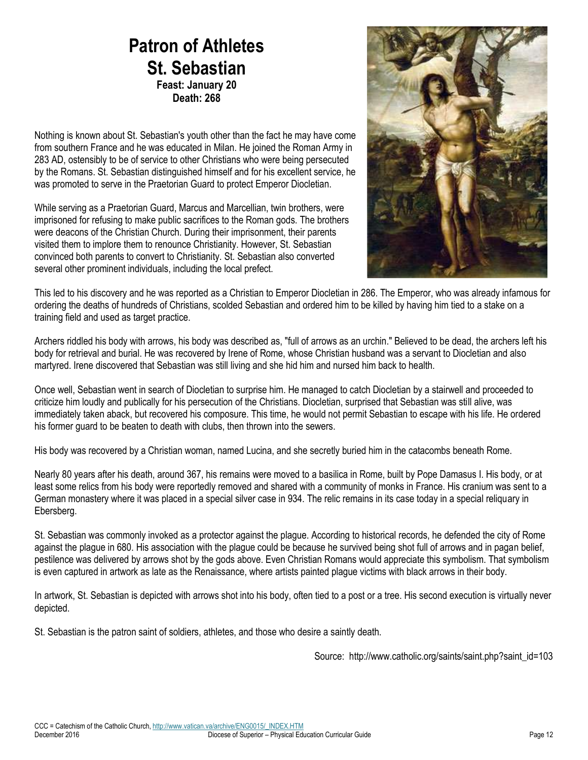# Patron of Athletes
# St. Sebastian

**Feast: January 20**
**Death: 268**

Nothing is known about St. Sebastian's youth other than the fact he may have come from southern France and he was educated in Milan. He joined the Roman Army in 283 AD, ostensibly to be of service to other Christians who were being persecuted by the Romans. St. Sebastian distinguished himself and for his excellent service, he was promoted to serve in the Praetorian Guard to protect Emperor Diocletian.

While serving as a Praetorian Guard, Marcus and Marcellian, twin brothers, were imprisoned for refusing to make public sacrifices to the Roman gods. The brothers were deacons of the Christian Church. During their imprisonment, their parents visited them to implore them to renounce Christianity. However, St. Sebastian convinced both parents to convert to Christianity. St. Sebastian also converted several other prominent individuals, including the local prefect.

This led to his discovery and he was reported as a Christian to Emperor Diocletian in 286. The Emperor, who was already infamous for ordering the deaths of hundreds of Christians, scolded Sebastian and ordered him to be killed by having him tied to a stake on a training field and used as target practice.

Archers riddled his body with arrows, his body was described as, "full of arrows as an urchin." Believed to be dead, the archers left his body for retrieval and burial. He was recovered by Irene of Rome, whose Christian husband was a servant to Diocletian and also martyred. Irene discovered that Sebastian was still living and she hid him and nursed him back to health.

Once well, Sebastian went in search of Diocletian to surprise him. He managed to catch Diocletian by a stairwell and proceeded to criticize him loudly and publically for his persecution of the Christians. Diocletian, surprised that Sebastian was still alive, was immediately taken aback, but recovered his composure. This time, he would not permit Sebastian to escape with his life. He ordered his former guard to be beaten to death with clubs, then thrown into the sewers.

His body was recovered by a Christian woman, named Lucina, and she secretly buried him in the catacombs beneath Rome.

Nearly 80 years after his death, around 367, his remains were moved to a basilica in Rome, built by Pope Damasus I. His body, or at least some relics from his body were reportedly removed and shared with a community of monks in France. His cranium was sent to a German monastery where it was placed in a special silver case in 934. The relic remains in its case today in a special reliquary in Ebersberg.

St. Sebastian was commonly invoked as a protector against the plague. According to historical records, he defended the city of Rome against the plague in 680. His association with the plague could be because he survived being shot full of arrows and in pagan belief, pestilence was delivered by arrows shot by the gods above. Even Christian Romans would appreciate this symbolism. That symbolism is even captured in artwork as late as the Renaissance, where artists painted plague victims with black arrows in their body.

In artwork, St. Sebastian is depicted with arrows shot into his body, often tied to a post or a tree. His second execution is virtually never depicted.

St. Sebastian is the patron saint of soldiers, athletes, and those who desire a saintly death.

Source: http://www.catholic.org/saints/saint.php?saint_id=103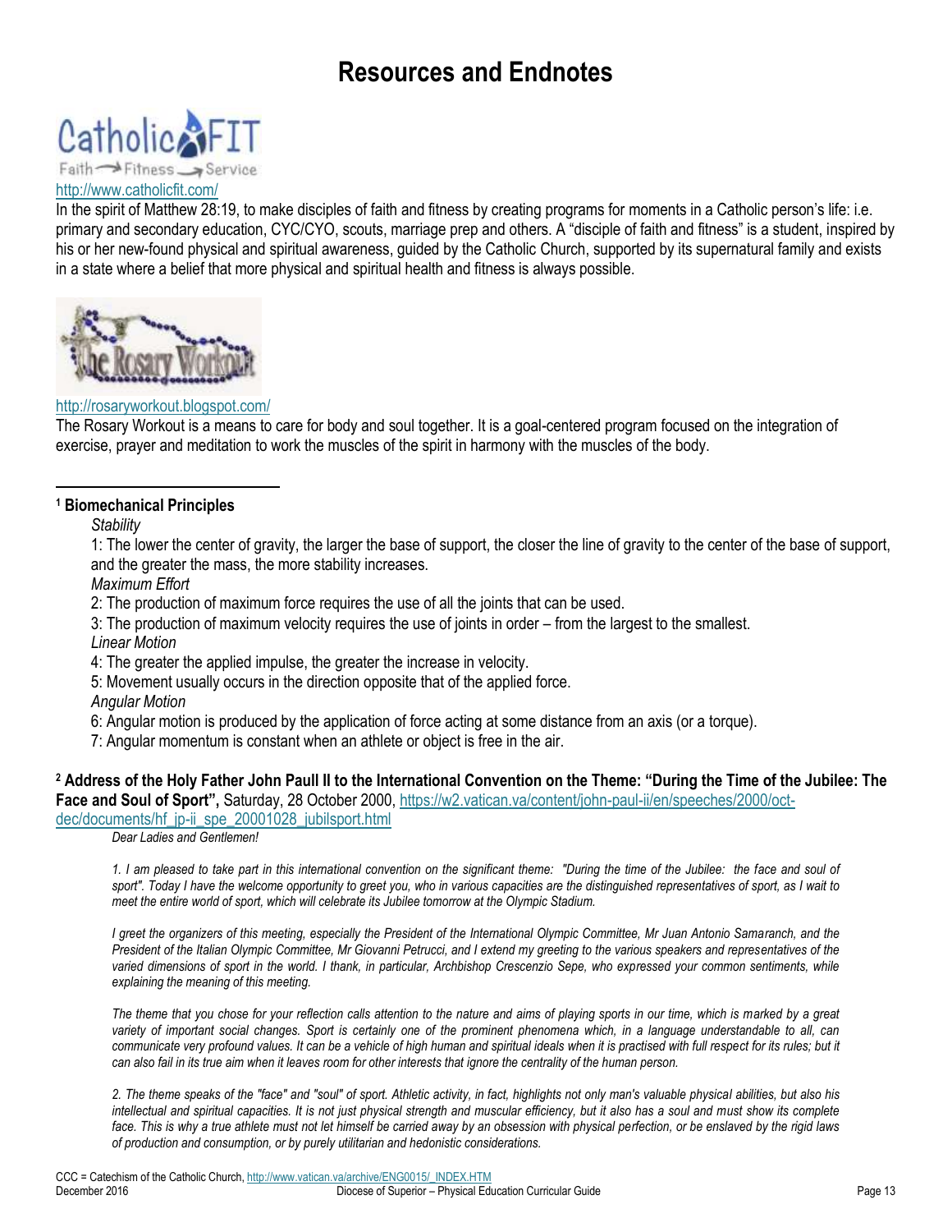# Resources and Endnotes

CatholicFIT
Faith → Fitness → Service

http://www.catholicfit.com/

In the spirit of Matthew 28:19, to make disciples of faith and fitness by creating programs for moments in a Catholic person's life: i.e. primary and secondary education, CYC/CYO, scouts, marriage prep and others. A "disciple of faith and fitness" is a student, inspired by his or her new-found physical and spiritual awareness, guided by the Catholic Church, supported by its supernatural family and exists in a state where a belief that more physical and spiritual health and fitness is always possible.

The Rosary Workout

http://rosaryworkout.blogspot.com/

The Rosary Workout is a means to care for body and soul together. It is a goal-centered program focused on the integration of exercise, prayer and meditation to work the muscles of the spirit in harmony with the muscles of the body.

---

[1] **Biomechanical Principles**

*Stability*

1: The lower the center of gravity, the larger the base of support, the closer the line of gravity to the center of the base of support, and the greater the mass, the more stability increases.

*Maximum Effort*

2: The production of maximum force requires the use of all the joints that can be used.

3: The production of maximum velocity requires the use of joints in order – from the largest to the smallest.

*Linear Motion*

4: The greater the applied impulse, the greater the increase in velocity.

5: Movement usually occurs in the direction opposite that of the applied force.

*Angular Motion*

6: Angular motion is produced by the application of force acting at some distance from an axis (or a torque).

7: Angular momentum is constant when an athlete or object is free in the air.

[2] **Address of the Holy Father John Paull II to the International Convention on the Theme: "During the Time of the Jubilee: The Face and Soul of Sport",** Saturday, 28 October 2000, https://w2.vatican.va/content/john-paul-ii/en/speeches/2000/oct-dec/documents/hf_jp-ii_spe_20001028_jubilsport.html

*Dear Ladies and Gentlemen!*

*1. I am pleased to take part in this international convention on the significant theme: "During the time of the Jubilee: the face and soul of sport". Today I have the welcome opportunity to greet you, who in various capacities are the distinguished representatives of sport, as I wait to meet the entire world of sport, which will celebrate its Jubilee tomorrow at the Olympic Stadium.*

*I greet the organizers of this meeting, especially the President of the International Olympic Committee, Mr Juan Antonio Samaranch, and the President of the Italian Olympic Committee, Mr Giovanni Petrucci, and I extend my greeting to the various speakers and representatives of the varied dimensions of sport in the world. I thank, in particular, Archbishop Crescenzio Sepe, who expressed your common sentiments, while explaining the meaning of this meeting.*

*The theme that you chose for your reflection calls attention to the nature and aims of playing sports in our time, which is marked by a great variety of important social changes. Sport is certainly one of the prominent phenomena which, in a language understandable to all, can communicate very profound values. It can be a vehicle of high human and spiritual ideals when it is practised with full respect for its rules; but it can also fail in its true aim when it leaves room for other interests that ignore the centrality of the human person.*

*2. The theme speaks of the "face" and "soul" of sport. Athletic activity, in fact, highlights not only man's valuable physical abilities, but also his intellectual and spiritual capacities. It is not just physical strength and muscular efficiency, but it also has a soul and must show its complete face. This is why a true athlete must not let himself be carried away by an obsession with physical perfection, or be enslaved by the rigid laws of production and consumption, or by purely utilitarian and hedonistic considerations.*

CCC = Catechism of the Catholic Church, http://www.vatican.va/archive/ENG0015/_INDEX.HTM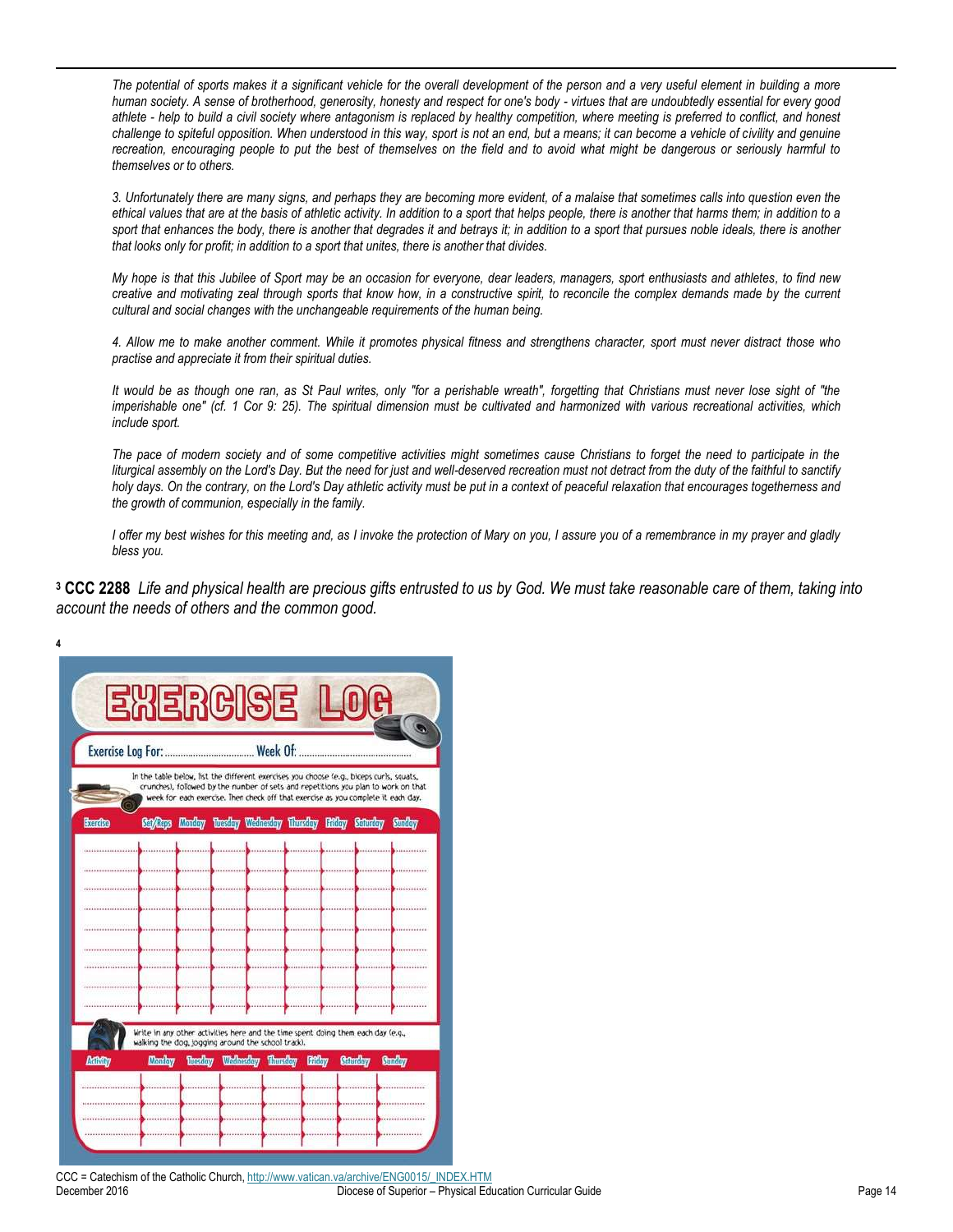*The potential of sports makes it a significant vehicle for the overall development of the person and a very useful element in building a more human society. A sense of brotherhood, generosity, honesty and respect for one's body - virtues that are undoubtedly essential for every good athlete - help to build a civil society where antagonism is replaced by healthy competition, where meeting is preferred to conflict, and honest challenge to spiteful opposition. When understood in this way, sport is not an end, but a means; it can become a vehicle of civility and genuine recreation, encouraging people to put the best of themselves on the field and to avoid what might be dangerous or seriously harmful to themselves or to others.*

*3. Unfortunately there are many signs, and perhaps they are becoming more evident, of a malaise that sometimes calls into question even the ethical values that are at the basis of athletic activity. In addition to a sport that helps people, there is another that harms them; in addition to a sport that enhances the body, there is another that degrades it and betrays it; in addition to a sport that pursues noble ideals, there is another that looks only for profit; in addition to a sport that unites, there is another that divides.*

*My hope is that this Jubilee of Sport may be an occasion for everyone, dear leaders, managers, sport enthusiasts and athletes, to find new creative and motivating zeal through sports that know how, in a constructive spirit, to reconcile the complex demands made by the current cultural and social changes with the unchangeable requirements of the human being.*

*4. Allow me to make another comment. While it promotes physical fitness and strengthens character, sport must never distract those who practise and appreciate it from their spiritual duties.*

*It would be as though one ran, as St Paul writes, only "for a perishable wreath", forgetting that Christians must never lose sight of "the imperishable one" (cf. 1 Cor 9: 25). The spiritual dimension must be cultivated and harmonized with various recreational activities, which include sport.*

*The pace of modern society and of some competitive activities might sometimes cause Christians to forget the need to participate in the liturgical assembly on the Lord's Day. But the need for just and well-deserved recreation must not detract from the duty of the faithful to sanctify holy days. On the contrary, on the Lord's Day athletic activity must be put in a context of peaceful relaxation that encourages togetherness and the growth of communion, especially in the family.*

*I offer my best wishes for this meeting and, as I invoke the protection of Mary on you, I assure you of a remembrance in my prayer and gladly bless you.*

[3] **CCC 2288** *Life and physical health are precious gifts entrusted to us by God. We must take reasonable care of them, taking into account the needs of others and the common good.*

[4]

# EXERCISE LOG

Exercise Log For: .................................. Week Of: ..........................................

In the table below, list the different exercises you choose (e.g., biceps curls, squats, crunches), followed by the number of sets and repetitions you plan to work on that week for each exercise. Then check off that exercise as you complete it each day.

| Exercise | Set/Reps | Monday | Tuesday | Wednesday | Thursday | Friday | Saturday | Sunday |
|---|---|---|---|---|---|---|---|---|
| | | | | | | | | |
| | | | | | | | | |
| | | | | | | | | |
| | | | | | | | | |
| | | | | | | | | |
| | | | | | | | | |
| | | | | | | | | |
| | | | | | | | | |
| | | | | | | | | |

Write in any other activities here and the time spent doing them each day (e.g., walking the dog, jogging around the school track).

| Activity | Monday | Tuesday | Wednesday | Thursday | Friday | Saturday | Sunday |
|---|---|---|---|---|---|---|---|
| | | | | | | | |
| | | | | | | | |
| | | | | | | | |
| | | | | | | | |

CCC = Catechism of the Catholic Church, http://www.vatican.va/archive/ENG0015/_INDEX.HTM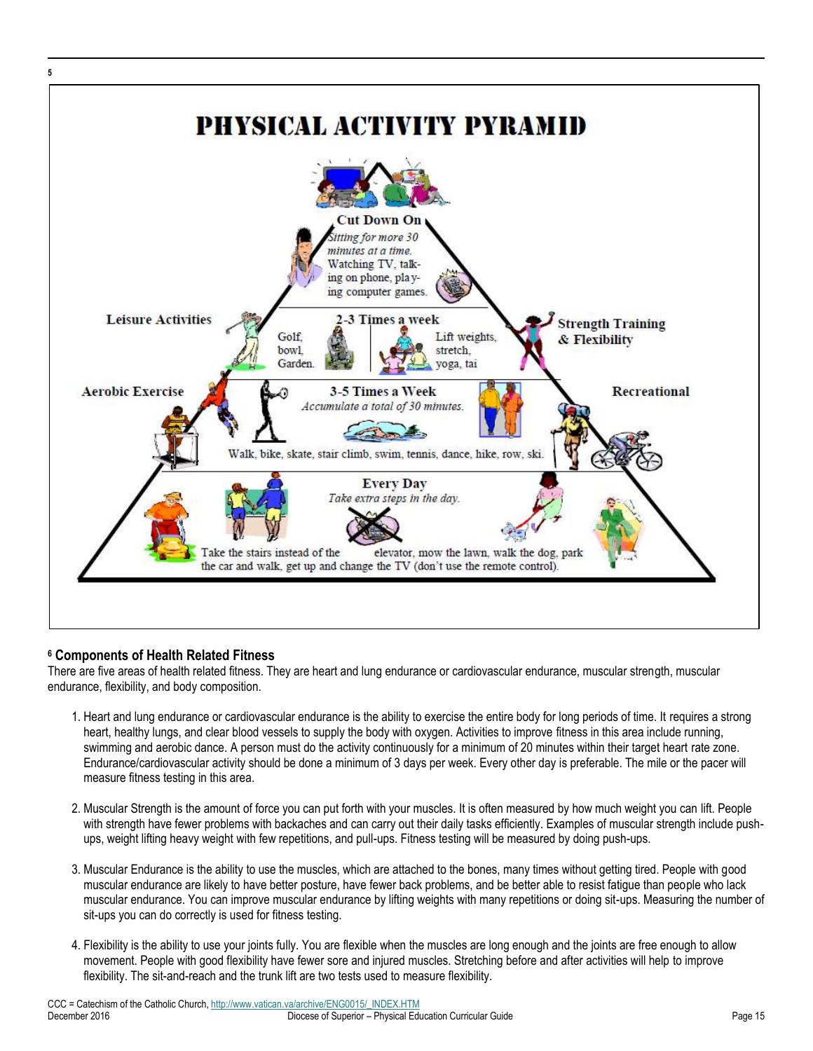5

## PHYSICAL ACTIVITY PYRAMID

**Cut Down On**
*Sitting for more 30 minutes at a time.*
Watching TV, talking on phone, playing computer games.

**Leisure Activities**

**2-3 Times a week**

Golf, bowl, Garden.

Lift weights, stretch, yoga, tai

**Strength Training & Flexibility**

**Aerobic Exercise**

**3-5 Times a Week**
*Accumulate a total of 30 minutes.*

**Recreational**

Walk, bike, skate, stair climb, swim, tennis, dance, hike, row, ski.

**Every Day**
*Take extra steps in the day.*

Take the stairs instead of the elevator, mow the lawn, walk the dog, park the car and walk, get up and change the TV (don't use the remote control).

### [6] Components of Health Related Fitness

There are five areas of health related fitness. They are heart and lung endurance or cardiovascular endurance, muscular strength, muscular endurance, flexibility, and body composition.

1. Heart and lung endurance or cardiovascular endurance is the ability to exercise the entire body for long periods of time. It requires a strong heart, healthy lungs, and clear blood vessels to supply the body with oxygen. Activities to improve fitness in this area include running, swimming and aerobic dance. A person must do the activity continuously for a minimum of 20 minutes within their target heart rate zone. Endurance/cardiovascular activity should be done a minimum of 3 days per week. Every other day is preferable. The mile or the pacer will measure fitness testing in this area.

2. Muscular Strength is the amount of force you can put forth with your muscles. It is often measured by how much weight you can lift. People with strength have fewer problems with backaches and can carry out their daily tasks efficiently. Examples of muscular strength include push-ups, weight lifting heavy weight with few repetitions, and pull-ups. Fitness testing will be measured by doing push-ups.

3. Muscular Endurance is the ability to use the muscles, which are attached to the bones, many times without getting tired. People with good muscular endurance are likely to have better posture, have fewer back problems, and be better able to resist fatigue than people who lack muscular endurance. You can improve muscular endurance by lifting weights with many repetitions or doing sit-ups. Measuring the number of sit-ups you can do correctly is used for fitness testing.

4. Flexibility is the ability to use your joints fully. You are flexible when the muscles are long enough and the joints are free enough to allow movement. People with good flexibility have fewer sore and injured muscles. Stretching before and after activities will help to improve flexibility. The sit-and-reach and the trunk lift are two tests used to measure flexibility.

CCC = Catechism of the Catholic Church, http://www.vatican.va/archive/ENG0015/_INDEX.HTM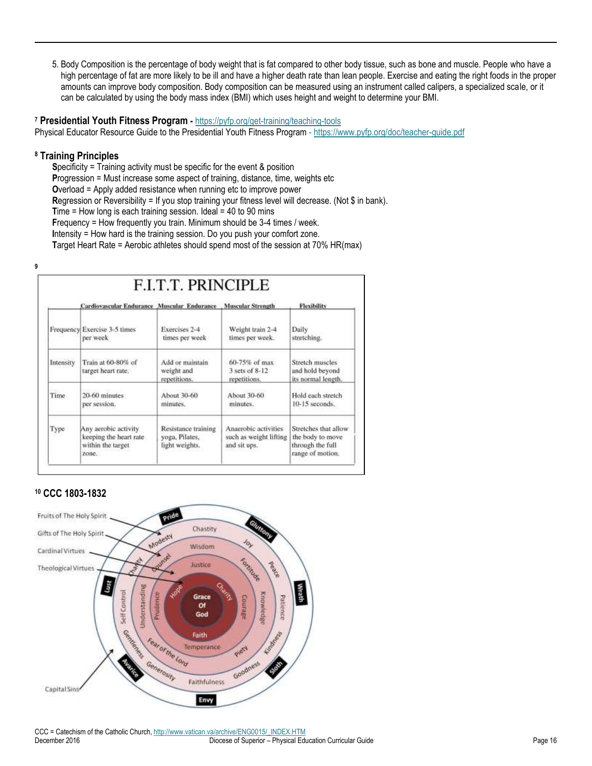5. Body Composition is the percentage of body weight that is fat compared to other body tissue, such as bone and muscle. People who have a high percentage of fat are more likely to be ill and have a higher death rate than lean people. Exercise and eating the right foods in the proper amounts can improve body composition. Body composition can be measured using an instrument called calipers, a specialized scale, or it can be calculated by using the body mass index (BMI) which uses height and weight to determine your BMI.

[7] **Presidential Youth Fitness Program -** https://pyfp.org/get-training/teaching-tools
Physical Educator Resource Guide to the Presidential Youth Fitness Program - https://www.pyfp.org/doc/teacher-guide.pdf

[8] **Training Principles**

**S**pecificity = Training activity must be specific for the event & position
**P**rogression = Must increase some aspect of training, distance, time, weights etc
**O**verload = Apply added resistance when running etc to improve power
**R**egression or Reversibility = If you stop training your fitness level will decrease. (Not $ in bank).
**T**ime = How long is each training session. Ideal = 40 to 90 mins
**F**requency = How frequently you train. Minimum should be 3-4 times / week.
**I**ntensity = How hard is the training session. Do you push your comfort zone.
**T**arget Heart Rate = Aerobic athletes should spend most of the session at 70% HR(max)

[9]

**F.I.T.T. PRINCIPLE**

| | Cardiovascular Endurance | Muscular Endurance | Muscular Strength | Flexibility |
|---|---|---|---|---|
| Frequency | Exercise 3-5 times per week | Exercises 2-4 times per week | Weight train 2-4 times per week. | Daily stretching. |
| Intensity | Train at 60-80% of target heart rate. | Add or maintain weight and repetitions. | 60-75% of max 3 sets of 8-12 repetitions. | Stretch muscles and hold beyond its normal length. |
| Time | 20-60 minutes per session. | About 30-60 minutes. | About 30-60 minutes. | Hold each stretch 10-15 seconds. |
| Type | Any aerobic activity keeping the heart rate within the target zone. | Resistance training yoga, Pilates, light weights. | Anaerobic activities such as weight lifting and sit ups. | Stretches that allow the body to move through the full range of motion. |

[10] **CCC 1803-1832**

Fruits of The Holy Spirit
Gifts of The Holy Spirit
Cardinal Virtues
Theological Virtues
Capital Sins

Grace Of God

Theological Virtues: Hope, Charity, Faith

Cardinal Virtues: Justice, Courage, Temperance, Prudence

Gifts of The Holy Spirit: Wisdom, Fortitude, Knowledge, Piety, Fear of the Lord, Understanding, Counsel

Fruits of The Holy Spirit: Chastity, Joy, Peace, Patience, Kindness, Goodness, Faithfulness, Generosity, Gentleness, Self Control, Charity, Modesty

Capital Sins: Pride, Gluttony, Wrath, Sloth, Envy, Avarice, Lust

CCC = Catechism of the Catholic Church, http://www.vatican.va/archive/ENG0015/_INDEX.HTM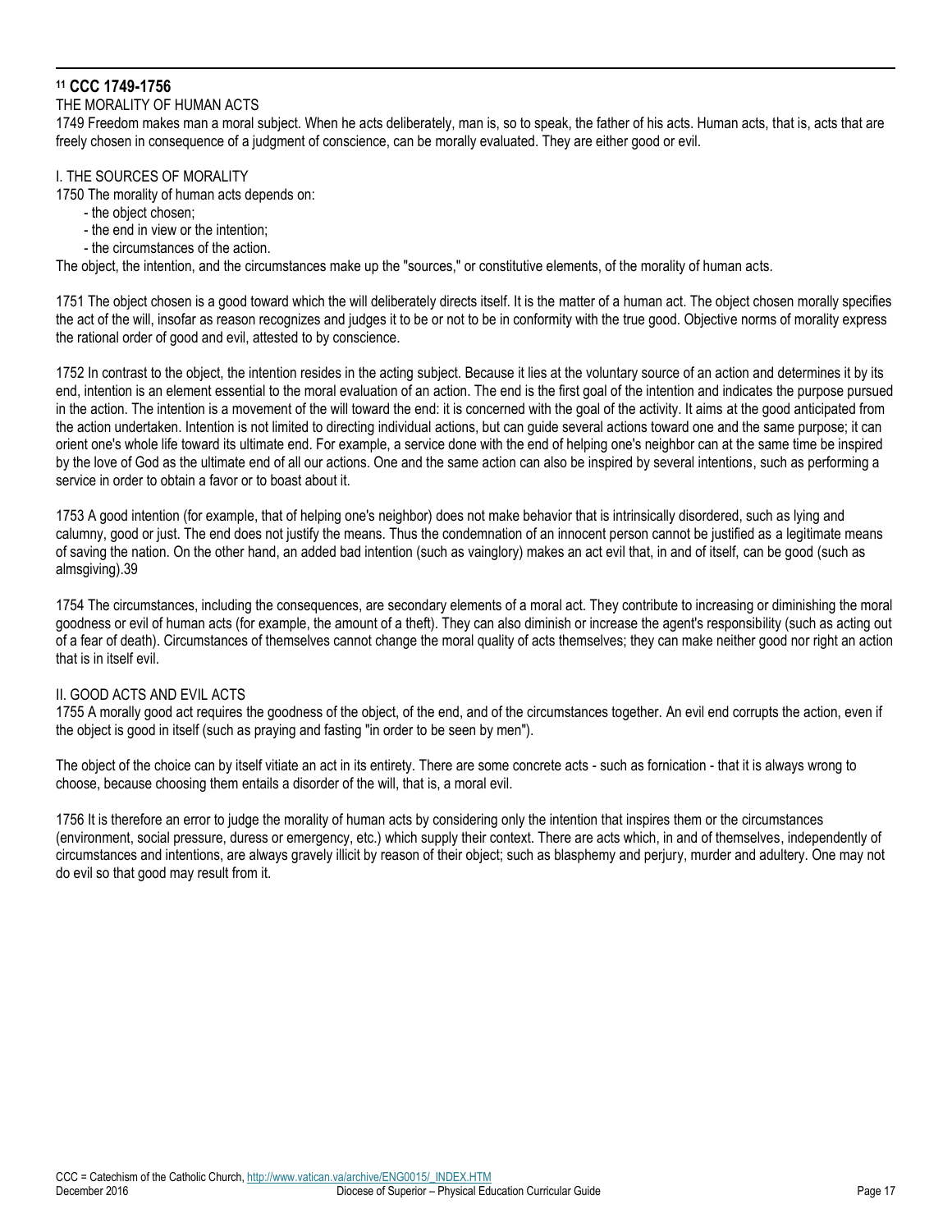**[11] CCC 1749-1756**

THE MORALITY OF HUMAN ACTS

1749 Freedom makes man a moral subject. When he acts deliberately, man is, so to speak, the father of his acts. Human acts, that is, acts that are freely chosen in consequence of a judgment of conscience, can be morally evaluated. They are either good or evil.

I. THE SOURCES OF MORALITY

1750 The morality of human acts depends on:

- the object chosen;
- the end in view or the intention;
- the circumstances of the action.

The object, the intention, and the circumstances make up the "sources," or constitutive elements, of the morality of human acts.

1751 The object chosen is a good toward which the will deliberately directs itself. It is the matter of a human act. The object chosen morally specifies the act of the will, insofar as reason recognizes and judges it to be or not to be in conformity with the true good. Objective norms of morality express the rational order of good and evil, attested to by conscience.

1752 In contrast to the object, the intention resides in the acting subject. Because it lies at the voluntary source of an action and determines it by its end, intention is an element essential to the moral evaluation of an action. The end is the first goal of the intention and indicates the purpose pursued in the action. The intention is a movement of the will toward the end: it is concerned with the goal of the activity. It aims at the good anticipated from the action undertaken. Intention is not limited to directing individual actions, but can guide several actions toward one and the same purpose; it can orient one's whole life toward its ultimate end. For example, a service done with the end of helping one's neighbor can at the same time be inspired by the love of God as the ultimate end of all our actions. One and the same action can also be inspired by several intentions, such as performing a service in order to obtain a favor or to boast about it.

1753 A good intention (for example, that of helping one's neighbor) does not make behavior that is intrinsically disordered, such as lying and calumny, good or just. The end does not justify the means. Thus the condemnation of an innocent person cannot be justified as a legitimate means of saving the nation. On the other hand, an added bad intention (such as vainglory) makes an act evil that, in and of itself, can be good (such as almsgiving).39

1754 The circumstances, including the consequences, are secondary elements of a moral act. They contribute to increasing or diminishing the moral goodness or evil of human acts (for example, the amount of a theft). They can also diminish or increase the agent's responsibility (such as acting out of a fear of death). Circumstances of themselves cannot change the moral quality of acts themselves; they can make neither good nor right an action that is in itself evil.

II. GOOD ACTS AND EVIL ACTS

1755 A morally good act requires the goodness of the object, of the end, and of the circumstances together. An evil end corrupts the action, even if the object is good in itself (such as praying and fasting "in order to be seen by men").

The object of the choice can by itself vitiate an act in its entirety. There are some concrete acts - such as fornication - that it is always wrong to choose, because choosing them entails a disorder of the will, that is, a moral evil.

1756 It is therefore an error to judge the morality of human acts by considering only the intention that inspires them or the circumstances (environment, social pressure, duress or emergency, etc.) which supply their context. There are acts which, in and of themselves, independently of circumstances and intentions, are always gravely illicit by reason of their object; such as blasphemy and perjury, murder and adultery. One may not do evil so that good may result from it.

CCC = Catechism of the Catholic Church, http://www.vatican.va/archive/ENG0015/_INDEX.HTM